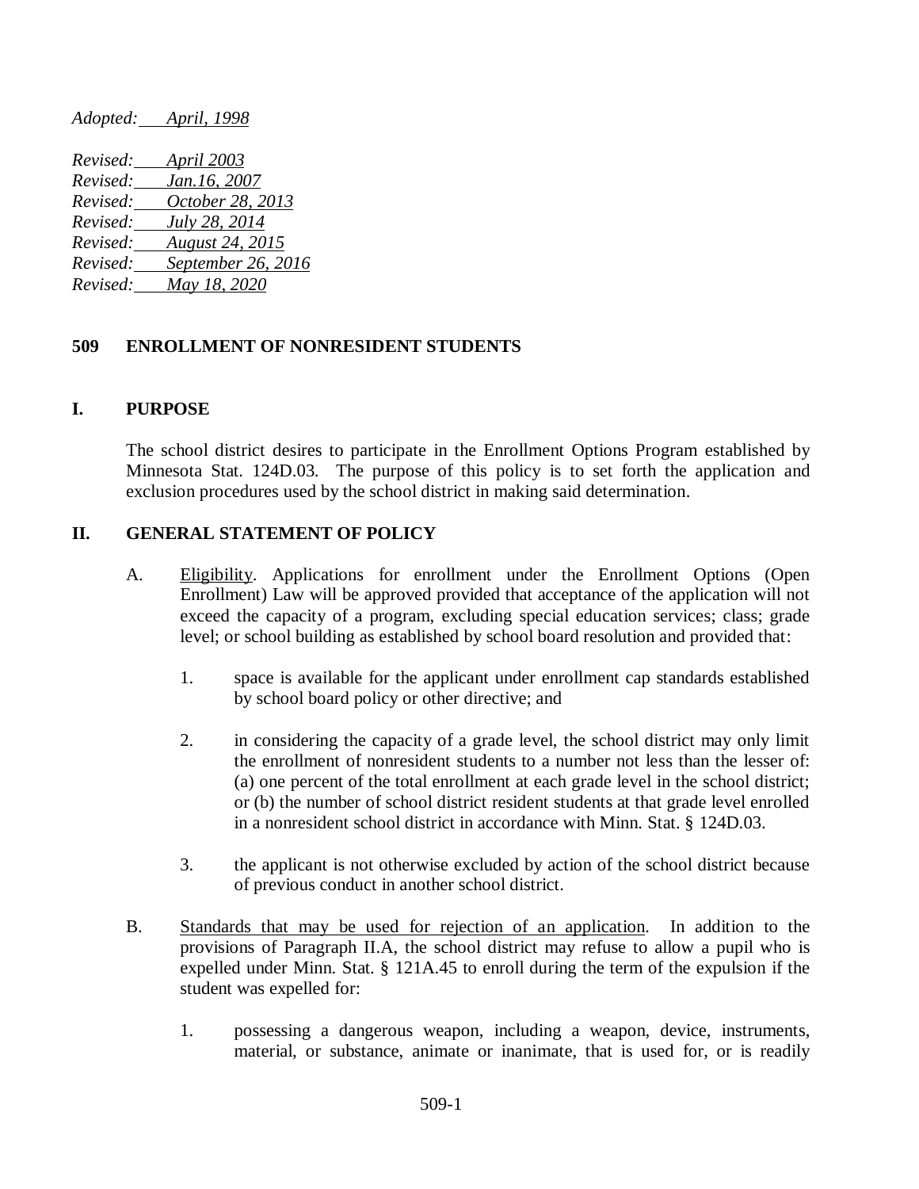*Adopted: April, 1998*

*Revised: April 2003*
*Revised: Jan.16, 2007*
*Revised: October 28, 2013*
*Revised: July 28, 2014*
*Revised: August 24, 2015*
*Revised: September 26, 2016*
*Revised: May 18, 2020*

## 509 ENROLLMENT OF NONRESIDENT STUDENTS

### I. PURPOSE

The school district desires to participate in the Enrollment Options Program established by Minnesota Stat. 124D.03. The purpose of this policy is to set forth the application and exclusion procedures used by the school district in making said determination.

### II. GENERAL STATEMENT OF POLICY

A. Eligibility. Applications for enrollment under the Enrollment Options (Open Enrollment) Law will be approved provided that acceptance of the application will not exceed the capacity of a program, excluding special education services; class; grade level; or school building as established by school board resolution and provided that:

1. space is available for the applicant under enrollment cap standards established by school board policy or other directive; and

2. in considering the capacity of a grade level, the school district may only limit the enrollment of nonresident students to a number not less than the lesser of: (a) one percent of the total enrollment at each grade level in the school district; or (b) the number of school district resident students at that grade level enrolled in a nonresident school district in accordance with Minn. Stat. § 124D.03.

3. the applicant is not otherwise excluded by action of the school district because of previous conduct in another school district.

B. Standards that may be used for rejection of an application. In addition to the provisions of Paragraph II.A, the school district may refuse to allow a pupil who is expelled under Minn. Stat. § 121A.45 to enroll during the term of the expulsion if the student was expelled for:

1. possessing a dangerous weapon, including a weapon, device, instruments, material, or substance, animate or inanimate, that is used for, or is readily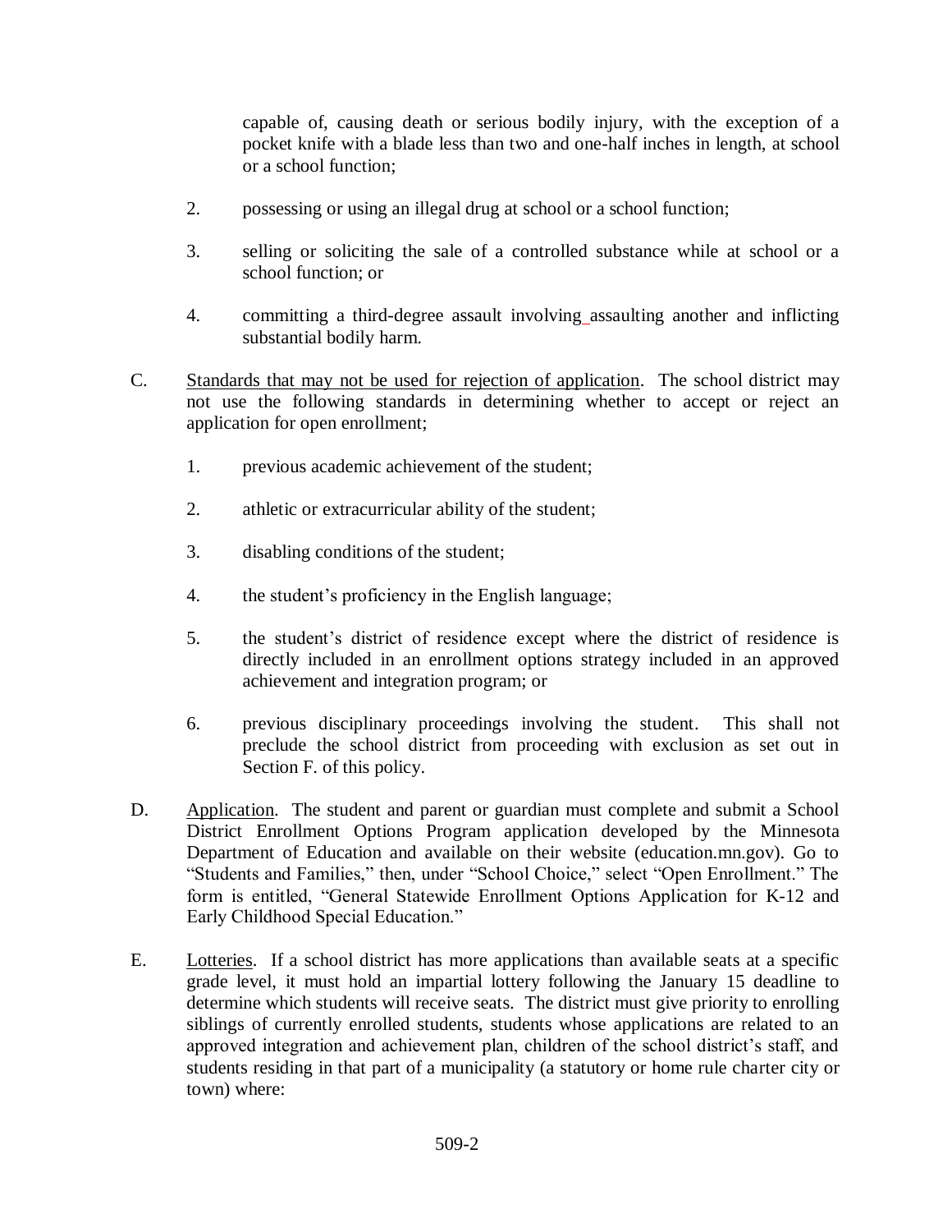capable of, causing death or serious bodily injury, with the exception of a pocket knife with a blade less than two and one-half inches in length, at school or a school function;

2. possessing or using an illegal drug at school or a school function;

3. selling or soliciting the sale of a controlled substance while at school or a school function; or

4. committing a third-degree assault involving assaulting another and inflicting substantial bodily harm.

C. Standards that may not be used for rejection of application. The school district may not use the following standards in determining whether to accept or reject an application for open enrollment;

1. previous academic achievement of the student;

2. athletic or extracurricular ability of the student;

3. disabling conditions of the student;

4. the student's proficiency in the English language;

5. the student's district of residence except where the district of residence is directly included in an enrollment options strategy included in an approved achievement and integration program; or

6. previous disciplinary proceedings involving the student. This shall not preclude the school district from proceeding with exclusion as set out in Section F. of this policy.

D. Application. The student and parent or guardian must complete and submit a School District Enrollment Options Program application developed by the Minnesota Department of Education and available on their website (education.mn.gov). Go to "Students and Families," then, under "School Choice," select "Open Enrollment." The form is entitled, "General Statewide Enrollment Options Application for K-12 and Early Childhood Special Education."

E. Lotteries. If a school district has more applications than available seats at a specific grade level, it must hold an impartial lottery following the January 15 deadline to determine which students will receive seats. The district must give priority to enrolling siblings of currently enrolled students, students whose applications are related to an approved integration and achievement plan, children of the school district's staff, and students residing in that part of a municipality (a statutory or home rule charter city or town) where: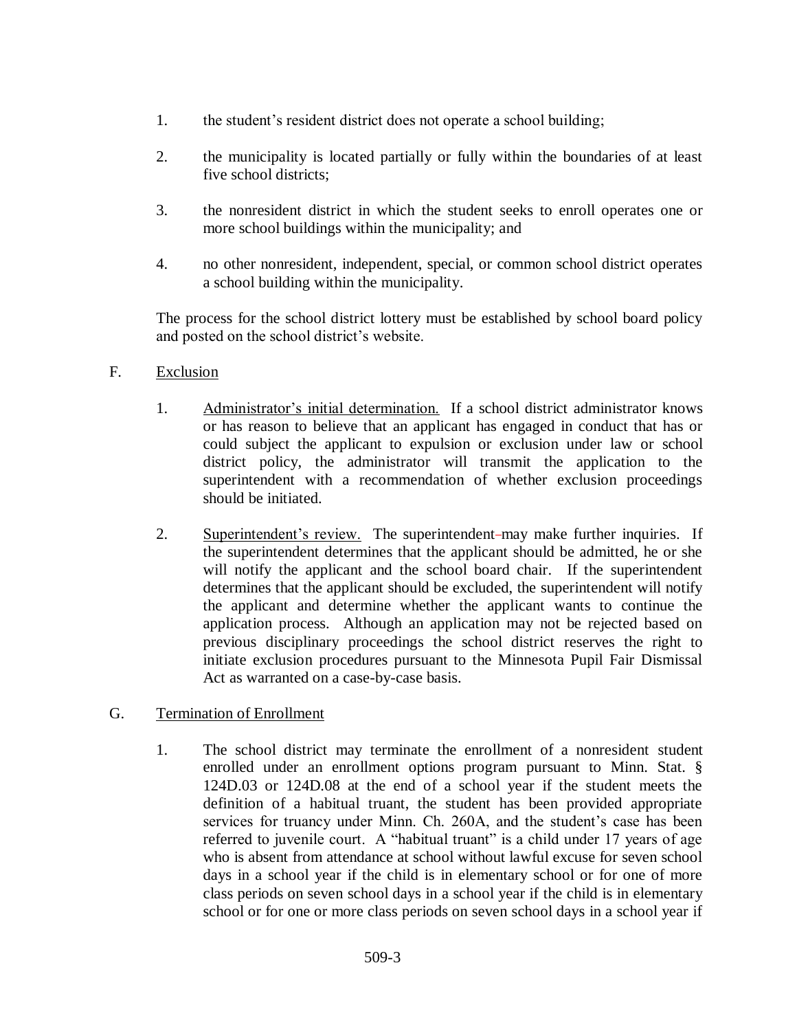1. the student's resident district does not operate a school building;

2. the municipality is located partially or fully within the boundaries of at least five school districts;

3. the nonresident district in which the student seeks to enroll operates one or more school buildings within the municipality; and

4. no other nonresident, independent, special, or common school district operates a school building within the municipality.

The process for the school district lottery must be established by school board policy and posted on the school district's website.

F. Exclusion

1. Administrator's initial determination. If a school district administrator knows or has reason to believe that an applicant has engaged in conduct that has or could subject the applicant to expulsion or exclusion under law or school district policy, the administrator will transmit the application to the superintendent with a recommendation of whether exclusion proceedings should be initiated.

2. Superintendent's review. The superintendent may make further inquiries. If the superintendent determines that the applicant should be admitted, he or she will notify the applicant and the school board chair. If the superintendent determines that the applicant should be excluded, the superintendent will notify the applicant and determine whether the applicant wants to continue the application process. Although an application may not be rejected based on previous disciplinary proceedings the school district reserves the right to initiate exclusion procedures pursuant to the Minnesota Pupil Fair Dismissal Act as warranted on a case-by-case basis.

G. Termination of Enrollment

1. The school district may terminate the enrollment of a nonresident student enrolled under an enrollment options program pursuant to Minn. Stat. § 124D.03 or 124D.08 at the end of a school year if the student meets the definition of a habitual truant, the student has been provided appropriate services for truancy under Minn. Ch. 260A, and the student's case has been referred to juvenile court. A "habitual truant" is a child under 17 years of age who is absent from attendance at school without lawful excuse for seven school days in a school year if the child is in elementary school or for one of more class periods on seven school days in a school year if the child is in elementary school or for one or more class periods on seven school days in a school year if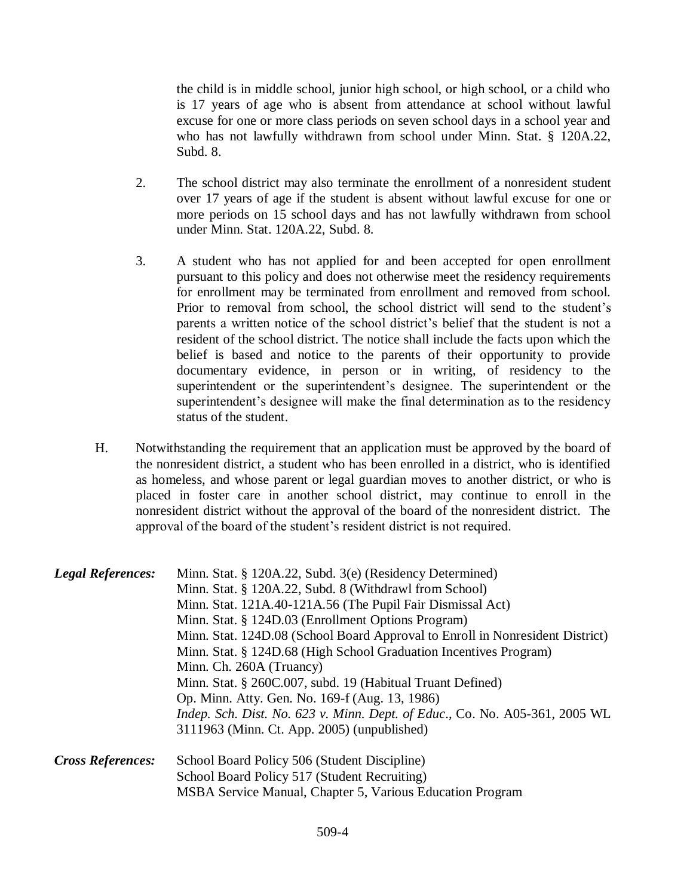the child is in middle school, junior high school, or high school, or a child who is 17 years of age who is absent from attendance at school without lawful excuse for one or more class periods on seven school days in a school year and who has not lawfully withdrawn from school under Minn. Stat. § 120A.22, Subd. 8.

2. The school district may also terminate the enrollment of a nonresident student over 17 years of age if the student is absent without lawful excuse for one or more periods on 15 school days and has not lawfully withdrawn from school under Minn. Stat. 120A.22, Subd. 8.

3. A student who has not applied for and been accepted for open enrollment pursuant to this policy and does not otherwise meet the residency requirements for enrollment may be terminated from enrollment and removed from school. Prior to removal from school, the school district will send to the student's parents a written notice of the school district's belief that the student is not a resident of the school district. The notice shall include the facts upon which the belief is based and notice to the parents of their opportunity to provide documentary evidence, in person or in writing, of residency to the superintendent or the superintendent's designee. The superintendent or the superintendent's designee will make the final determination as to the residency status of the student.

H. Notwithstanding the requirement that an application must be approved by the board of the nonresident district, a student who has been enrolled in a district, who is identified as homeless, and whose parent or legal guardian moves to another district, or who is placed in foster care in another school district, may continue to enroll in the nonresident district without the approval of the board of the nonresident district. The approval of the board of the student's resident district is not required.

***Legal References:***
Minn. Stat. § 120A.22, Subd. 3(e) (Residency Determined)
Minn. Stat. § 120A.22, Subd. 8 (Withdrawl from School)
Minn. Stat. 121A.40-121A.56 (The Pupil Fair Dismissal Act)
Minn. Stat. § 124D.03 (Enrollment Options Program)
Minn. Stat. 124D.08 (School Board Approval to Enroll in Nonresident District)
Minn. Stat. § 124D.68 (High School Graduation Incentives Program)
Minn. Ch. 260A (Truancy)
Minn. Stat. § 260C.007, subd. 19 (Habitual Truant Defined)
Op. Minn. Atty. Gen. No. 169-f (Aug. 13, 1986)
*Indep. Sch. Dist. No. 623 v. Minn. Dept. of Educ.*, Co. No. A05-361, 2005 WL 3111963 (Minn. Ct. App. 2005) (unpublished)

***Cross References:***
School Board Policy 506 (Student Discipline)
School Board Policy 517 (Student Recruiting)
MSBA Service Manual, Chapter 5, Various Education Program